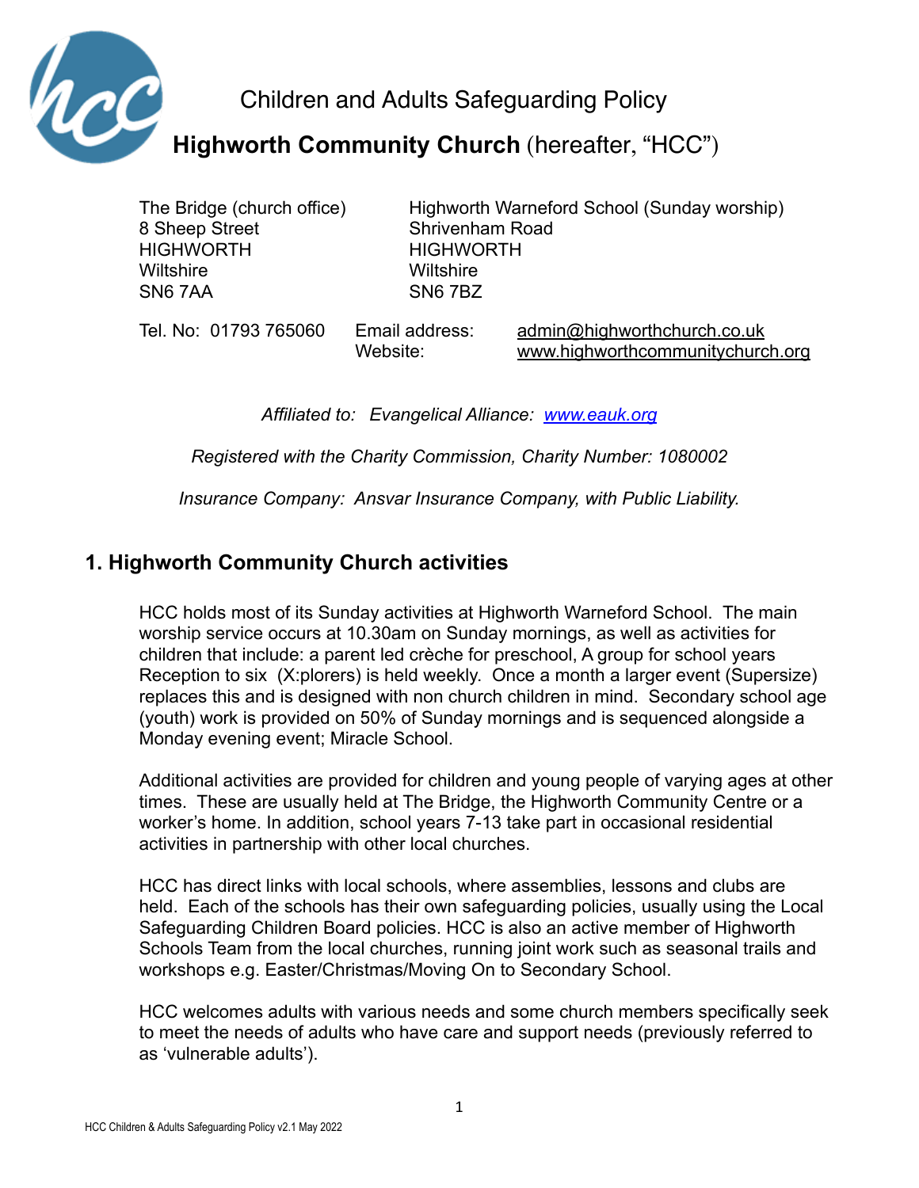# Children and Adults Safeguarding Policy

## **Highworth Community Church** (hereafter, "HCC")

| The Bridge (church office) | Highworth Warneford School (Sunday worship) |
|---|---|
| 8 Sheep Street | Shrivenham Road |
| HIGHWORTH | HIGHWORTH |
| Wiltshire | Wiltshire |
| SN6 7AA | SN6 7BZ |

Tel. No: 01793 765060    Email address: admin@highworthchurch.co.uk
Website: www.highworthcommunitychurch.org

*Affiliated to: Evangelical Alliance: www.eauk.org*

*Registered with the Charity Commission, Charity Number: 1080002*

*Insurance Company: Ansvar Insurance Company, with Public Liability.*

## 1. Highworth Community Church activities

HCC holds most of its Sunday activities at Highworth Warneford School. The main worship service occurs at 10.30am on Sunday mornings, as well as activities for children that include: a parent led crèche for preschool, A group for school years Reception to six (X:plorers) is held weekly. Once a month a larger event (Supersize) replaces this and is designed with non church children in mind. Secondary school age (youth) work is provided on 50% of Sunday mornings and is sequenced alongside a Monday evening event; Miracle School.

Additional activities are provided for children and young people of varying ages at other times. These are usually held at The Bridge, the Highworth Community Centre or a worker's home. In addition, school years 7-13 take part in occasional residential activities in partnership with other local churches.

HCC has direct links with local schools, where assemblies, lessons and clubs are held. Each of the schools has their own safeguarding policies, usually using the Local Safeguarding Children Board policies. HCC is also an active member of Highworth Schools Team from the local churches, running joint work such as seasonal trails and workshops e.g. Easter/Christmas/Moving On to Secondary School.

HCC welcomes adults with various needs and some church members specifically seek to meet the needs of adults who have care and support needs (previously referred to as 'vulnerable adults').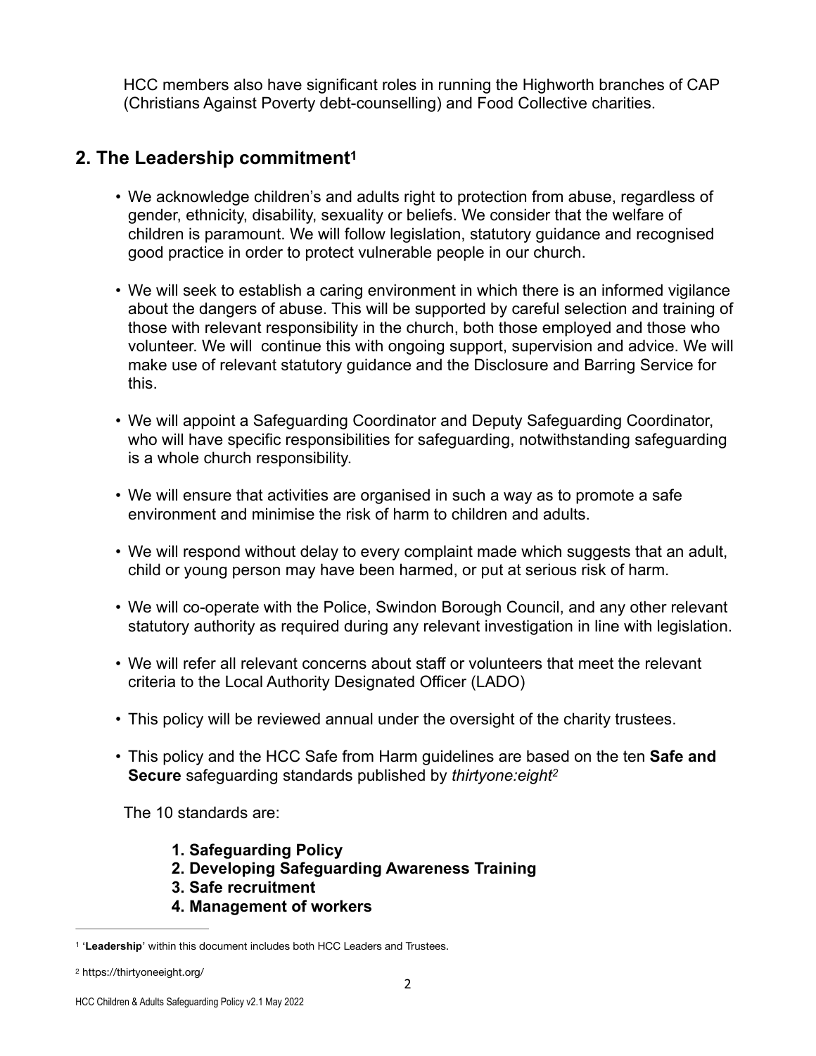HCC members also have significant roles in running the Highworth branches of CAP (Christians Against Poverty debt-counselling) and Food Collective charities.

## 2. The Leadership commitment[1]

- We acknowledge children's and adults right to protection from abuse, regardless of gender, ethnicity, disability, sexuality or beliefs. We consider that the welfare of children is paramount. We will follow legislation, statutory guidance and recognised good practice in order to protect vulnerable people in our church.

- We will seek to establish a caring environment in which there is an informed vigilance about the dangers of abuse. This will be supported by careful selection and training of those with relevant responsibility in the church, both those employed and those who volunteer. We will continue this with ongoing support, supervision and advice. We will make use of relevant statutory guidance and the Disclosure and Barring Service for this.

- We will appoint a Safeguarding Coordinator and Deputy Safeguarding Coordinator, who will have specific responsibilities for safeguarding, notwithstanding safeguarding is a whole church responsibility.

- We will ensure that activities are organised in such a way as to promote a safe environment and minimise the risk of harm to children and adults.

- We will respond without delay to every complaint made which suggests that an adult, child or young person may have been harmed, or put at serious risk of harm.

- We will co-operate with the Police, Swindon Borough Council, and any other relevant statutory authority as required during any relevant investigation in line with legislation.

- We will refer all relevant concerns about staff or volunteers that meet the relevant criteria to the Local Authority Designated Officer (LADO)

- This policy will be reviewed annual under the oversight of the charity trustees.

- This policy and the HCC Safe from Harm guidelines are based on the ten **Safe and Secure** safeguarding standards published by *thirtyone:eight*[2]

The 10 standards are:

1. **Safeguarding Policy**
2. **Developing Safeguarding Awareness Training**
3. **Safe recruitment**
4. **Management of workers**

---

[1] '**Leadership**' within this document includes both HCC Leaders and Trustees.

[2] https://thirtyoneeight.org/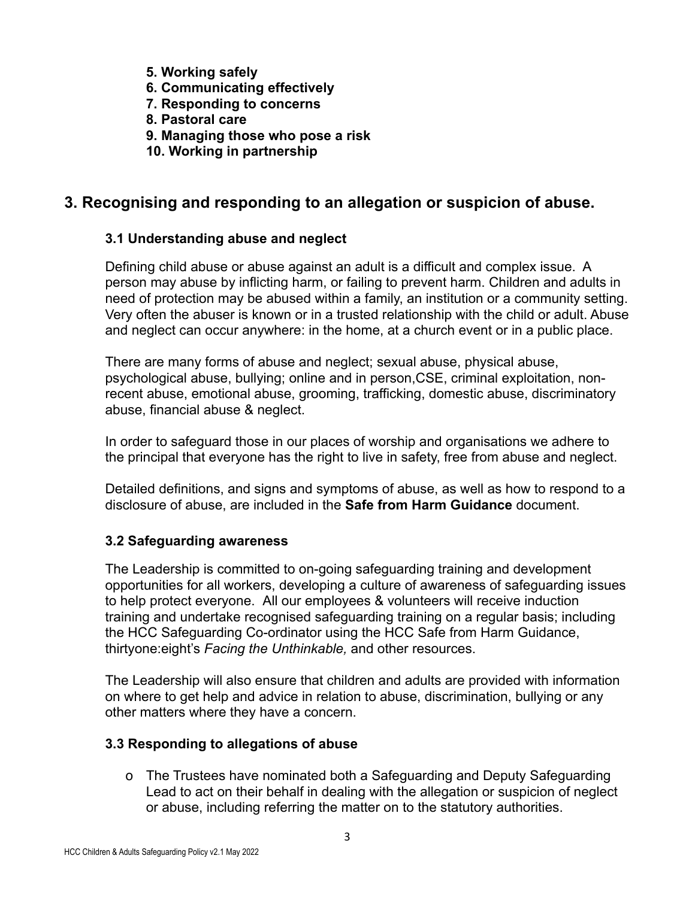**5. Working safely**  
**6. Communicating effectively**  
**7. Responding to concerns**  
**8. Pastoral care**  
**9. Managing those who pose a risk**  
**10. Working in partnership**

## 3. Recognising and responding to an allegation or suspicion of abuse.

### 3.1 Understanding abuse and neglect

Defining child abuse or abuse against an adult is a difficult and complex issue. A person may abuse by inflicting harm, or failing to prevent harm. Children and adults in need of protection may be abused within a family, an institution or a community setting. Very often the abuser is known or in a trusted relationship with the child or adult. Abuse and neglect can occur anywhere: in the home, at a church event or in a public place.

There are many forms of abuse and neglect; sexual abuse, physical abuse, psychological abuse, bullying; online and in person,CSE, criminal exploitation, non-recent abuse, emotional abuse, grooming, trafficking, domestic abuse, discriminatory abuse, financial abuse & neglect.

In order to safeguard those in our places of worship and organisations we adhere to the principal that everyone has the right to live in safety, free from abuse and neglect.

Detailed definitions, and signs and symptoms of abuse, as well as how to respond to a disclosure of abuse, are included in the **Safe from Harm Guidance** document.

### 3.2 Safeguarding awareness

The Leadership is committed to on-going safeguarding training and development opportunities for all workers, developing a culture of awareness of safeguarding issues to help protect everyone. All our employees & volunteers will receive induction training and undertake recognised safeguarding training on a regular basis; including the HCC Safeguarding Co-ordinator using the HCC Safe from Harm Guidance, thirtyone:eight's *Facing the Unthinkable,* and other resources.

The Leadership will also ensure that children and adults are provided with information on where to get help and advice in relation to abuse, discrimination, bullying or any other matters where they have a concern.

### 3.3 Responding to allegations of abuse

- The Trustees have nominated both a Safeguarding and Deputy Safeguarding Lead to act on their behalf in dealing with the allegation or suspicion of neglect or abuse, including referring the matter on to the statutory authorities.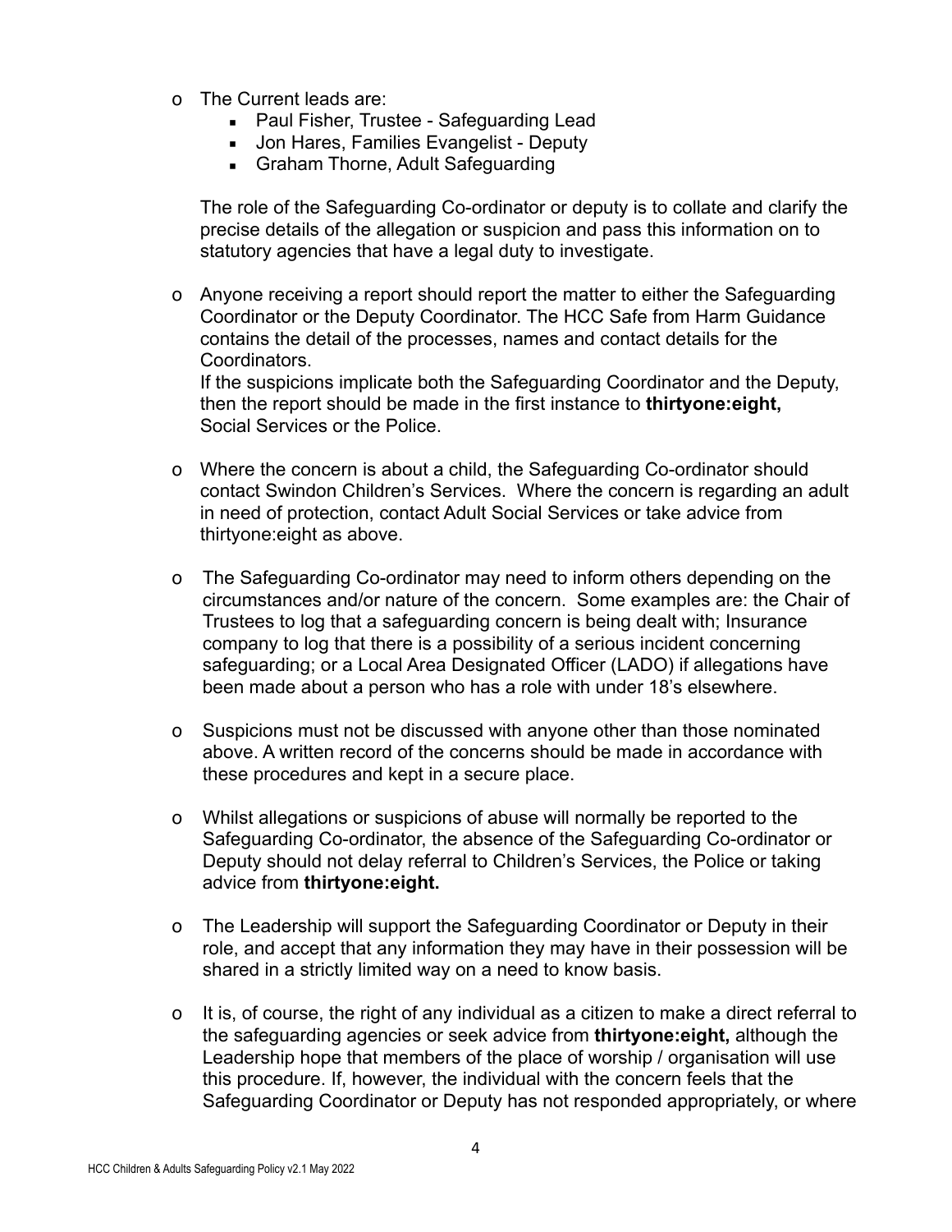- The Current leads are:
  - Paul Fisher, Trustee - Safeguarding Lead
  - Jon Hares, Families Evangelist - Deputy
  - Graham Thorne, Adult Safeguarding

  The role of the Safeguarding Co-ordinator or deputy is to collate and clarify the precise details of the allegation or suspicion and pass this information on to statutory agencies that have a legal duty to investigate.

- Anyone receiving a report should report the matter to either the Safeguarding Coordinator or the Deputy Coordinator. The HCC Safe from Harm Guidance contains the detail of the processes, names and contact details for the Coordinators.
  If the suspicions implicate both the Safeguarding Coordinator and the Deputy, then the report should be made in the first instance to **thirtyone:eight,** Social Services or the Police.

- Where the concern is about a child, the Safeguarding Co-ordinator should contact Swindon Children's Services. Where the concern is regarding an adult in need of protection, contact Adult Social Services or take advice from thirtyone:eight as above.

- The Safeguarding Co-ordinator may need to inform others depending on the circumstances and/or nature of the concern. Some examples are: the Chair of Trustees to log that a safeguarding concern is being dealt with; Insurance company to log that there is a possibility of a serious incident concerning safeguarding; or a Local Area Designated Officer (LADO) if allegations have been made about a person who has a role with under 18's elsewhere.

- Suspicions must not be discussed with anyone other than those nominated above. A written record of the concerns should be made in accordance with these procedures and kept in a secure place.

- Whilst allegations or suspicions of abuse will normally be reported to the Safeguarding Co-ordinator, the absence of the Safeguarding Co-ordinator or Deputy should not delay referral to Children's Services, the Police or taking advice from **thirtyone:eight.**

- The Leadership will support the Safeguarding Coordinator or Deputy in their role, and accept that any information they may have in their possession will be shared in a strictly limited way on a need to know basis.

- It is, of course, the right of any individual as a citizen to make a direct referral to the safeguarding agencies or seek advice from **thirtyone:eight,** although the Leadership hope that members of the place of worship / organisation will use this procedure. If, however, the individual with the concern feels that the Safeguarding Coordinator or Deputy has not responded appropriately, or where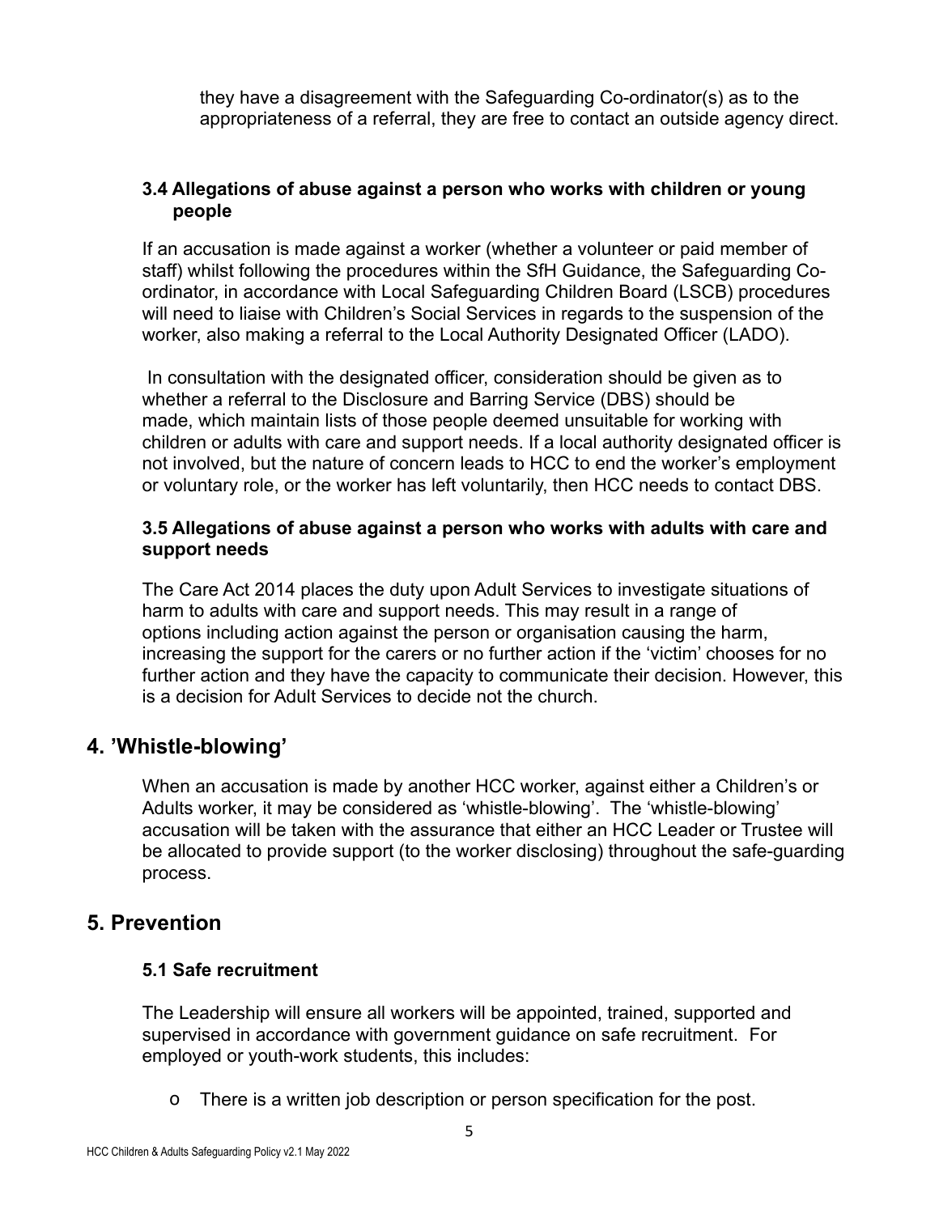they have a disagreement with the Safeguarding Co-ordinator(s) as to the appropriateness of a referral, they are free to contact an outside agency direct.

### 3.4 Allegations of abuse against a person who works with children or young people

If an accusation is made against a worker (whether a volunteer or paid member of staff) whilst following the procedures within the SfH Guidance, the Safeguarding Co-ordinator, in accordance with Local Safeguarding Children Board (LSCB) procedures will need to liaise with Children's Social Services in regards to the suspension of the worker, also making a referral to the Local Authority Designated Officer (LADO).

In consultation with the designated officer, consideration should be given as to whether a referral to the Disclosure and Barring Service (DBS) should be made, which maintain lists of those people deemed unsuitable for working with children or adults with care and support needs. If a local authority designated officer is not involved, but the nature of concern leads to HCC to end the worker's employment or voluntary role, or the worker has left voluntarily, then HCC needs to contact DBS.

### 3.5 Allegations of abuse against a person who works with adults with care and support needs

The Care Act 2014 places the duty upon Adult Services to investigate situations of harm to adults with care and support needs. This may result in a range of options including action against the person or organisation causing the harm, increasing the support for the carers or no further action if the 'victim' chooses for no further action and they have the capacity to communicate their decision. However, this is a decision for Adult Services to decide not the church.

## 4. 'Whistle-blowing'

When an accusation is made by another HCC worker, against either a Children's or Adults worker, it may be considered as 'whistle-blowing'. The 'whistle-blowing' accusation will be taken with the assurance that either an HCC Leader or Trustee will be allocated to provide support (to the worker disclosing) throughout the safe-guarding process.

## 5. Prevention

### 5.1 Safe recruitment

The Leadership will ensure all workers will be appointed, trained, supported and supervised in accordance with government guidance on safe recruitment. For employed or youth-work students, this includes:

- There is a written job description or person specification for the post.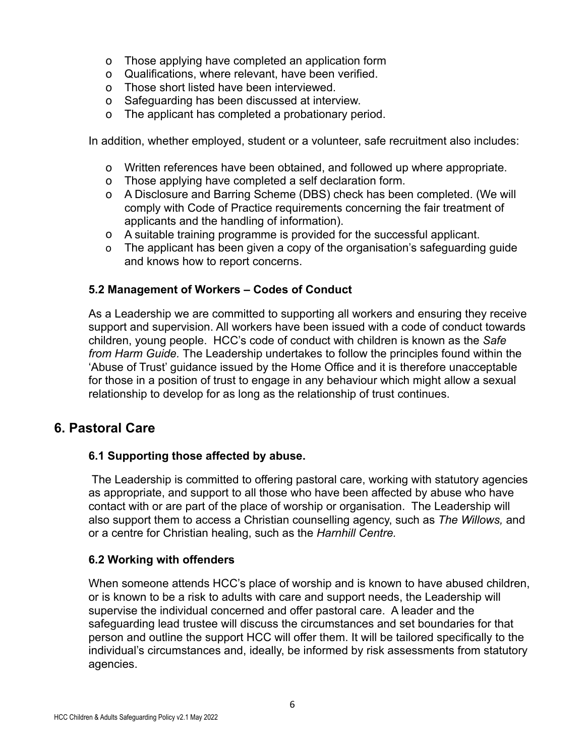- Those applying have completed an application form
- Qualifications, where relevant, have been verified.
- Those short listed have been interviewed.
- Safeguarding has been discussed at interview.
- The applicant has completed a probationary period.

In addition, whether employed, student or a volunteer, safe recruitment also includes:

- Written references have been obtained, and followed up where appropriate.
- Those applying have completed a self declaration form.
- A Disclosure and Barring Scheme (DBS) check has been completed. (We will comply with Code of Practice requirements concerning the fair treatment of applicants and the handling of information).
- A suitable training programme is provided for the successful applicant.
- The applicant has been given a copy of the organisation's safeguarding guide and knows how to report concerns.

### 5.2 Management of Workers – Codes of Conduct

As a Leadership we are committed to supporting all workers and ensuring they receive support and supervision. All workers have been issued with a code of conduct towards children, young people. HCC's code of conduct with children is known as the *Safe from Harm Guide.* The Leadership undertakes to follow the principles found within the 'Abuse of Trust' guidance issued by the Home Office and it is therefore unacceptable for those in a position of trust to engage in any behaviour which might allow a sexual relationship to develop for as long as the relationship of trust continues.

## 6. Pastoral Care

### 6.1 Supporting those affected by abuse.

The Leadership is committed to offering pastoral care, working with statutory agencies as appropriate, and support to all those who have been affected by abuse who have contact with or are part of the place of worship or organisation. The Leadership will also support them to access a Christian counselling agency, such as *The Willows,* and or a centre for Christian healing, such as the *Harnhill Centre.*

### 6.2 Working with offenders

When someone attends HCC's place of worship and is known to have abused children, or is known to be a risk to adults with care and support needs, the Leadership will supervise the individual concerned and offer pastoral care. A leader and the safeguarding lead trustee will discuss the circumstances and set boundaries for that person and outline the support HCC will offer them. It will be tailored specifically to the individual's circumstances and, ideally, be informed by risk assessments from statutory agencies.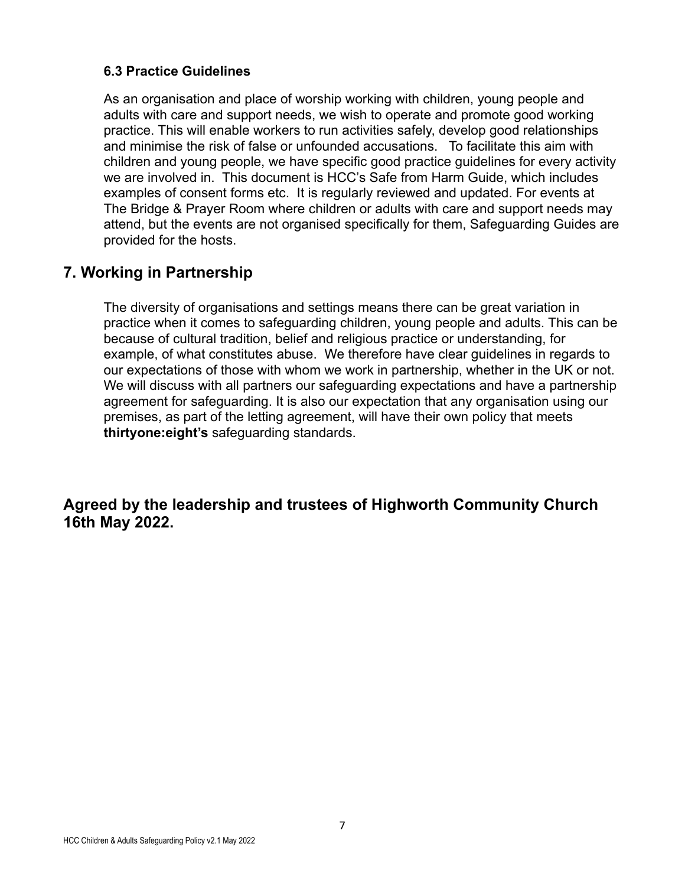### 6.3 Practice Guidelines

As an organisation and place of worship working with children, young people and adults with care and support needs, we wish to operate and promote good working practice. This will enable workers to run activities safely, develop good relationships and minimise the risk of false or unfounded accusations. To facilitate this aim with children and young people, we have specific good practice guidelines for every activity we are involved in. This document is HCC's Safe from Harm Guide, which includes examples of consent forms etc. It is regularly reviewed and updated. For events at The Bridge & Prayer Room where children or adults with care and support needs may attend, but the events are not organised specifically for them, Safeguarding Guides are provided for the hosts.

## 7. Working in Partnership

The diversity of organisations and settings means there can be great variation in practice when it comes to safeguarding children, young people and adults. This can be because of cultural tradition, belief and religious practice or understanding, for example, of what constitutes abuse. We therefore have clear guidelines in regards to our expectations of those with whom we work in partnership, whether in the UK or not. We will discuss with all partners our safeguarding expectations and have a partnership agreement for safeguarding. It is also our expectation that any organisation using our premises, as part of the letting agreement, will have their own policy that meets **thirtyone:eight's** safeguarding standards.

## Agreed by the leadership and trustees of Highworth Community Church 16th May 2022.